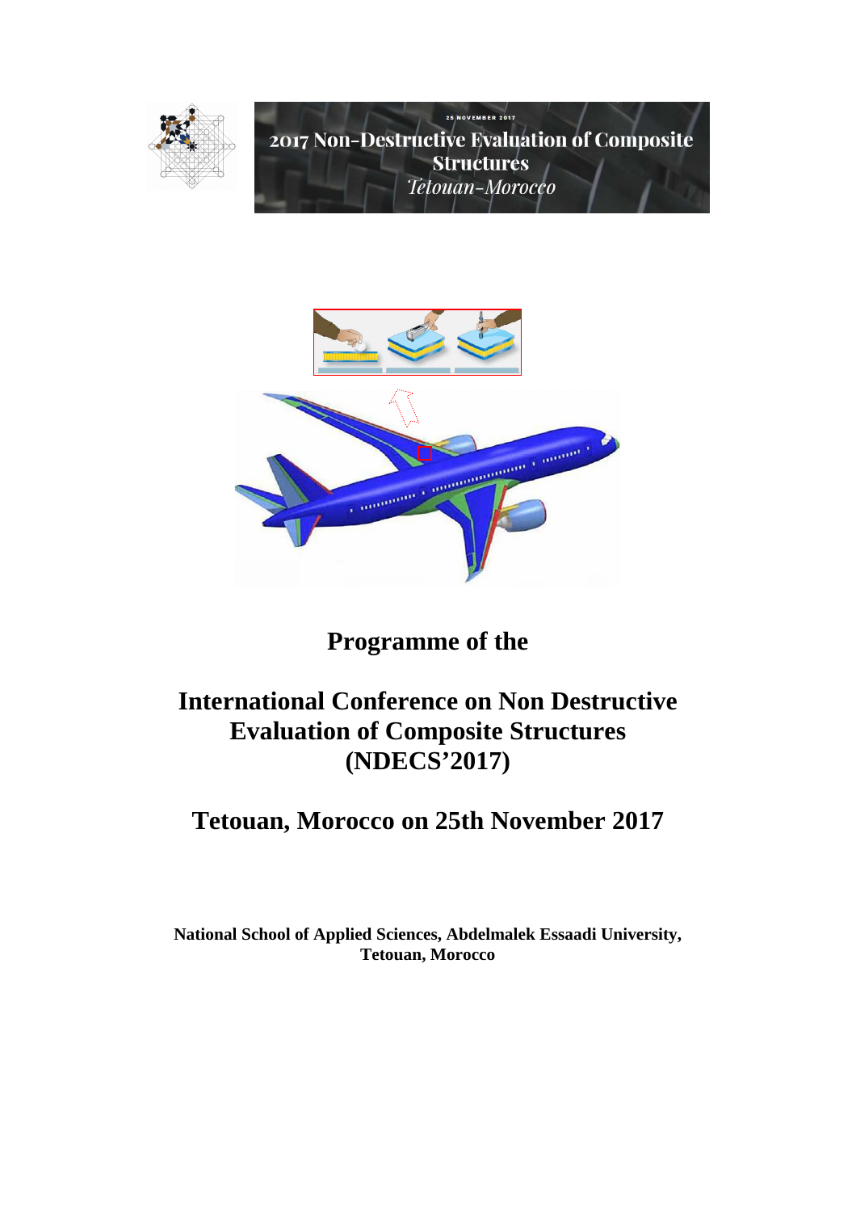25 NOVEMBER 2017

2017 Non-Destructive Evaluation of Composite Structures

*Tetouan-Morocco*

# Programme of the

# International Conference on Non Destructive Evaluation of Composite Structures (NDECS'2017)

# Tetouan, Morocco on 25th November 2017

**National School of Applied Sciences, Abdelmalek Essaadi University, Tetouan, Morocco**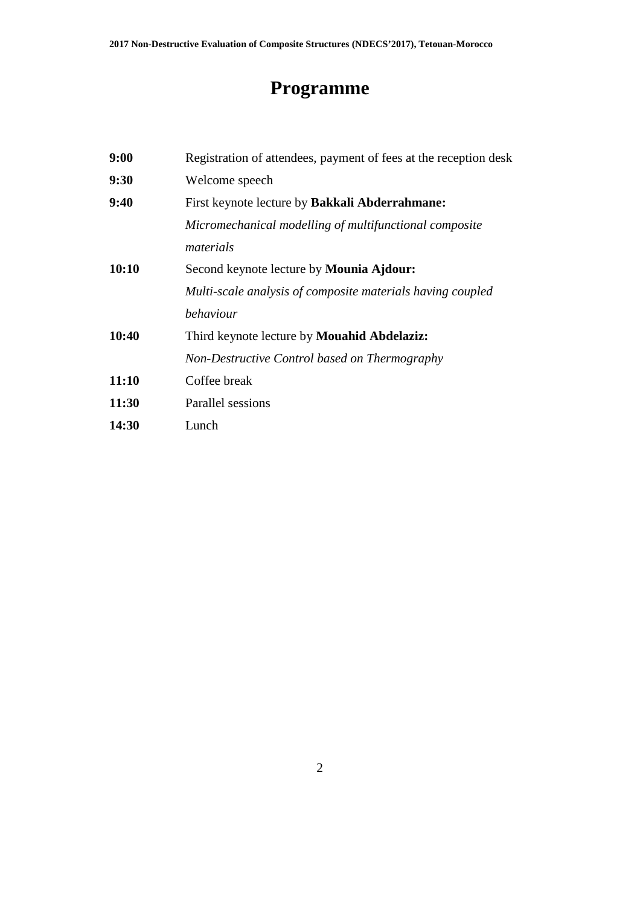# Programme

| | |
|---|---|
| **9:00** | Registration of attendees, payment of fees at the reception desk |
| **9:30** | Welcome speech |
| **9:40** | First keynote lecture by **Bakkali Abderrahmane:** *Micromechanical modelling of multifunctional composite materials* |
| **10:10** | Second keynote lecture by **Mounia Ajdour:** *Multi-scale analysis of composite materials having coupled behaviour* |
| **10:40** | Third keynote lecture by **Mouahid Abdelaziz:** *Non-Destructive Control based on Thermography* |
| **11:10** | Coffee break |
| **11:30** | Parallel sessions |
| **14:30** | Lunch |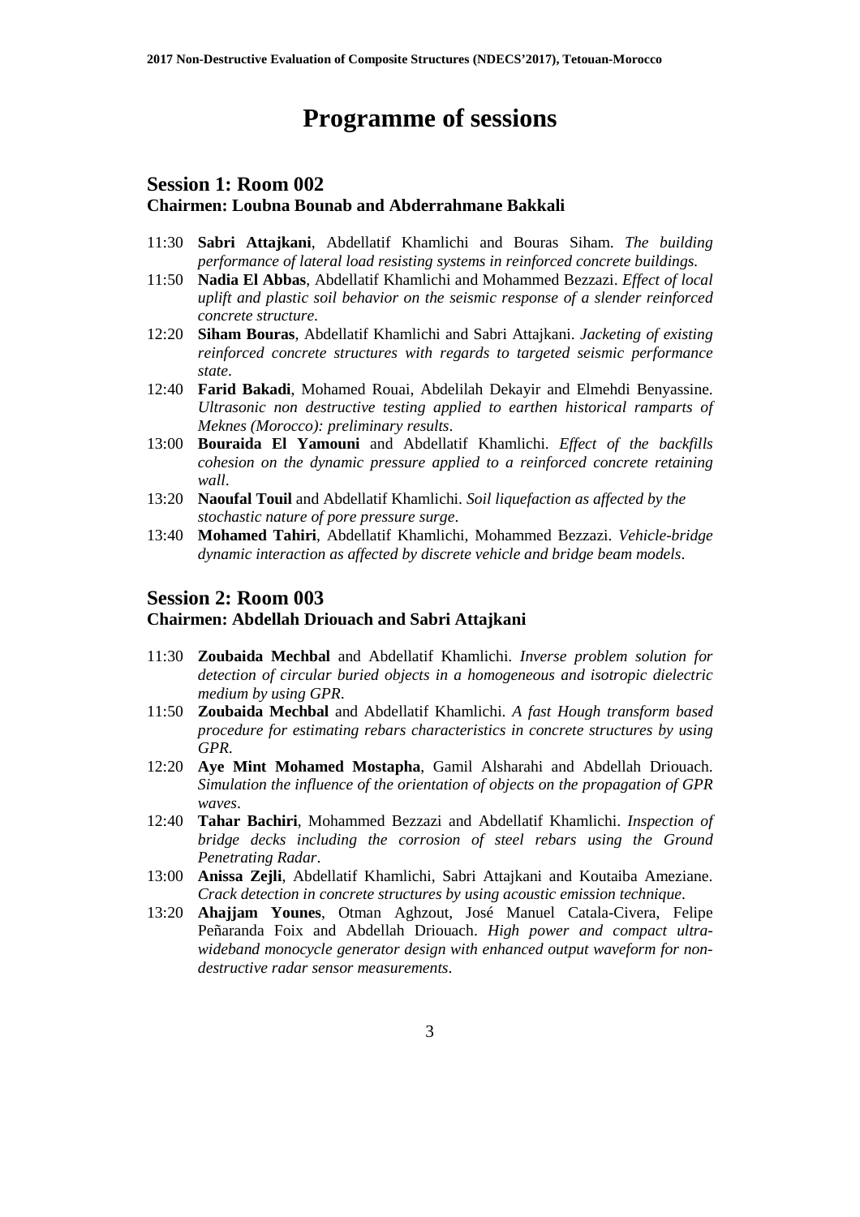# Programme of sessions

## Session 1: Room 002

### Chairmen: Loubna Bounab and Abderrahmane Bakkali

- 11:30 **Sabri Attajkani**, Abdellatif Khamlichi and Bouras Siham. *The building performance of lateral load resisting systems in reinforced concrete buildings.*
- 11:50 **Nadia El Abbas**, Abdellatif Khamlichi and Mohammed Bezzazi. *Effect of local uplift and plastic soil behavior on the seismic response of a slender reinforced concrete structure*.
- 12:20 **Siham Bouras**, Abdellatif Khamlichi and Sabri Attajkani. *Jacketing of existing reinforced concrete structures with regards to targeted seismic performance state*.
- 12:40 **Farid Bakadi**, Mohamed Rouai, Abdelilah Dekayir and Elmehdi Benyassine. *Ultrasonic non destructive testing applied to earthen historical ramparts of Meknes (Morocco): preliminary results*.
- 13:00 **Bouraida El Yamouni** and Abdellatif Khamlichi. *Effect of the backfills cohesion on the dynamic pressure applied to a reinforced concrete retaining wall*.
- 13:20 **Naoufal Touil** and Abdellatif Khamlichi. *Soil liquefaction as affected by the stochastic nature of pore pressure surge*.
- 13:40 **Mohamed Tahiri**, Abdellatif Khamlichi, Mohammed Bezzazi. *Vehicle-bridge dynamic interaction as affected by discrete vehicle and bridge beam models*.

## Session 2: Room 003

### Chairmen: Abdellah Driouach and Sabri Attajkani

- 11:30 **Zoubaida Mechbal** and Abdellatif Khamlichi. *Inverse problem solution for detection of circular buried objects in a homogeneous and isotropic dielectric medium by using GPR*.
- 11:50 **Zoubaida Mechbal** and Abdellatif Khamlichi. *A fast Hough transform based procedure for estimating rebars characteristics in concrete structures by using GPR.*
- 12:20 **Aye Mint Mohamed Mostapha**, Gamil Alsharahi and Abdellah Driouach. *Simulation the influence of the orientation of objects on the propagation of GPR waves*.
- 12:40 **Tahar Bachiri**, Mohammed Bezzazi and Abdellatif Khamlichi. *Inspection of bridge decks including the corrosion of steel rebars using the Ground Penetrating Radar*.
- 13:00 **Anissa Zejli**, Abdellatif Khamlichi, Sabri Attajkani and Koutaiba Ameziane. *Crack detection in concrete structures by using acoustic emission technique*.
- 13:20 **Ahajjam Younes**, Otman Aghzout, José Manuel Catala-Civera, Felipe Peñaranda Foix and Abdellah Driouach. *High power and compact ultra-wideband monocycle generator design with enhanced output waveform for non-destructive radar sensor measurements*.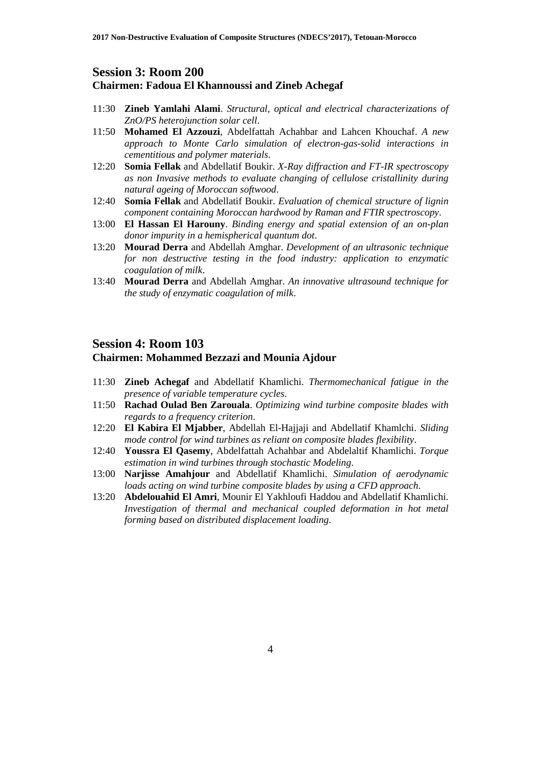## Session 3: Room 200

### Chairmen: Fadoua El Khannoussi and Zineb Achegaf

- 11:30 **Zineb Yamlahi Alami**. *Structural, optical and electrical characterizations of ZnO/PS heterojunction solar cell*.
- 11:50 **Mohamed El Azzouzi**, Abdelfattah Achahbar and Lahcen Khouchaf. *A new approach to Monte Carlo simulation of electron-gas-solid interactions in cementitious and polymer materials*.
- 12:20 **Somia Fellak** and Abdellatif Boukir. *X-Ray diffraction and FT-IR spectroscopy as non Invasive methods to evaluate changing of cellulose cristallinity during natural ageing of Moroccan softwood*.
- 12:40 **Somia Fellak** and Abdellatif Boukir. *Evaluation of chemical structure of lignin component containing Moroccan hardwood by Raman and FTIR spectroscopy*.
- 13:00 **El Hassan El Harouny**. *Binding energy and spatial extension of an on-plan donor impurity in a hemispherical quantum dot*.
- 13:20 **Mourad Derra** and Abdellah Amghar. *Development of an ultrasonic technique for non destructive testing in the food industry: application to enzymatic coagulation of milk*.
- 13:40 **Mourad Derra** and Abdellah Amghar. *An innovative ultrasound technique for the study of enzymatic coagulation of milk*.

## Session 4: Room 103

### Chairmen: Mohammed Bezzazi and Mounia Ajdour

- 11:30 **Zineb Achegaf** and Abdellatif Khamlichi. *Thermomechanical fatigue in the presence of variable temperature cycles*.
- 11:50 **Rachad Oulad Ben Zarouala**. *Optimizing wind turbine composite blades with regards to a frequency criterion*.
- 12:20 **El Kabira El Mjabber**, Abdellah El-Hajjaji and Abdellatif Khamlchi. *Sliding mode control for wind turbines as reliant on composite blades flexibility*.
- 12:40 **Youssra El Qasemy**, Abdelfattah Achahbar and Abdelaltif Khamlichi. *Torque estimation in wind turbines through stochastic Modeling*.
- 13:00 **Narjisse Amahjour** and Abdellatif Khamlichi. *Simulation of aerodynamic loads acting on wind turbine composite blades by using a CFD approach*.
- 13:20 **Abdelouahid El Amri**, Mounir El Yakhloufi Haddou and Abdellatif Khamlichi. *Investigation of thermal and mechanical coupled deformation in hot metal forming based on distributed displacement loading*.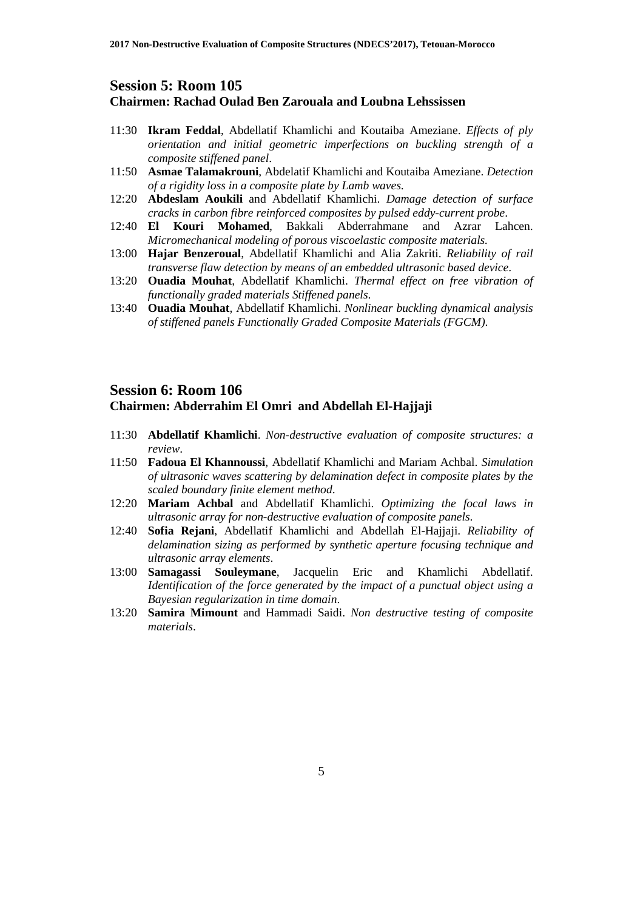## Session 5: Room 105

### Chairmen: Rachad Oulad Ben Zarouala and Loubna Lehssissen

- 11:30 **Ikram Feddal**, Abdellatif Khamlichi and Koutaiba Ameziane. *Effects of ply orientation and initial geometric imperfections on buckling strength of a composite stiffened panel*.
- 11:50 **Asmae Talamakrouni**, Abdelatif Khamlichi and Koutaiba Ameziane. *Detection of a rigidity loss in a composite plate by Lamb waves.*
- 12:20 **Abdeslam Aoukili** and Abdellatif Khamlichi. *Damage detection of surface cracks in carbon fibre reinforced composites by pulsed eddy-current probe*.
- 12:40 **El Kouri Mohamed**, Bakkali Abderrahmane and Azrar Lahcen. *Micromechanical modeling of porous viscoelastic composite materials.*
- 13:00 **Hajar Benzeroual**, Abdellatif Khamlichi and Alia Zakriti. *Reliability of rail transverse flaw detection by means of an embedded ultrasonic based device*.
- 13:20 **Ouadia Mouhat**, Abdellatif Khamlichi. *Thermal effect on free vibration of functionally graded materials Stiffened panels.*
- 13:40 **Ouadia Mouhat**, Abdellatif Khamlichi. *Nonlinear buckling dynamical analysis of stiffened panels Functionally Graded Composite Materials (FGCM).*

## Session 6: Room 106

### Chairmen: Abderrahim El Omri and Abdellah El-Hajjaji

- 11:30 **Abdellatif Khamlichi**. *Non-destructive evaluation of composite structures: a review*.
- 11:50 **Fadoua El Khannoussi**, Abdellatif Khamlichi and Mariam Achbal. *Simulation of ultrasonic waves scattering by delamination defect in composite plates by the scaled boundary finite element method.*
- 12:20 **Mariam Achbal** and Abdellatif Khamlichi. *Optimizing the focal laws in ultrasonic array for non-destructive evaluation of composite panels.*
- 12:40 **Sofia Rejani**, Abdellatif Khamlichi and Abdellah El-Hajjaji. *Reliability of delamination sizing as performed by synthetic aperture focusing technique and ultrasonic array elements*.
- 13:00 **Samagassi Souleymane**, Jacquelin Eric and Khamlichi Abdellatif. *Identification of the force generated by the impact of a punctual object using a Bayesian regularization in time domain*.
- 13:20 **Samira Mimount** and Hammadi Saidi. *Non destructive testing of composite materials*.